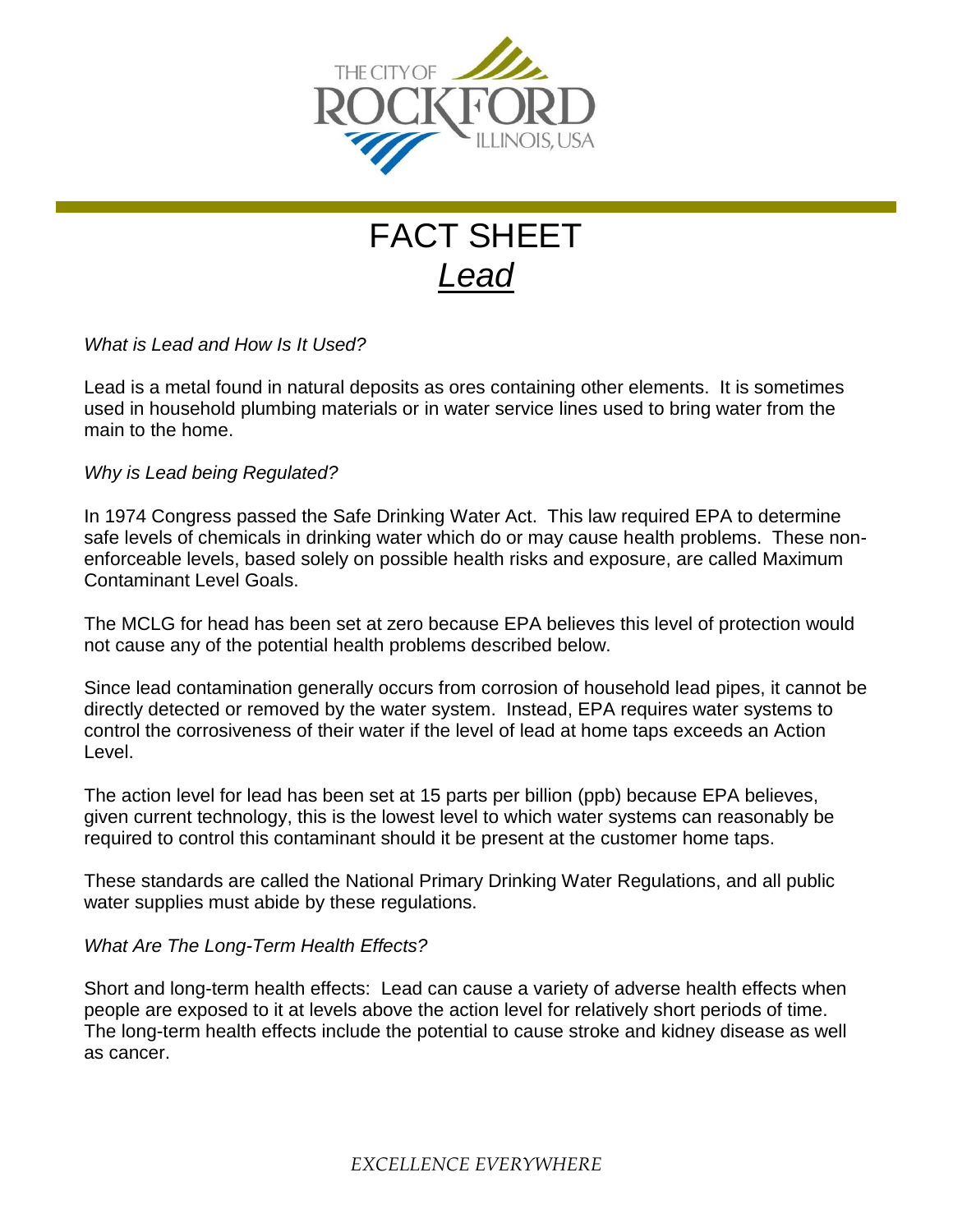THE CITY OF ROCKFORD ILLINOIS, USA

# FACT SHEET

## *Lead*

*What is Lead and How Is It Used?*

Lead is a metal found in natural deposits as ores containing other elements. It is sometimes used in household plumbing materials or in water service lines used to bring water from the main to the home.

*Why is Lead being Regulated?*

In 1974 Congress passed the Safe Drinking Water Act. This law required EPA to determine safe levels of chemicals in drinking water which do or may cause health problems. These non-enforceable levels, based solely on possible health risks and exposure, are called Maximum Contaminant Level Goals.

The MCLG for head has been set at zero because EPA believes this level of protection would not cause any of the potential health problems described below.

Since lead contamination generally occurs from corrosion of household lead pipes, it cannot be directly detected or removed by the water system. Instead, EPA requires water systems to control the corrosiveness of their water if the level of lead at home taps exceeds an Action Level.

The action level for lead has been set at 15 parts per billion (ppb) because EPA believes, given current technology, this is the lowest level to which water systems can reasonably be required to control this contaminant should it be present at the customer home taps.

These standards are called the National Primary Drinking Water Regulations, and all public water supplies must abide by these regulations.

*What Are The Long-Term Health Effects?*

Short and long-term health effects: Lead can cause a variety of adverse health effects when people are exposed to it at levels above the action level for relatively short periods of time. The long-term health effects include the potential to cause stroke and kidney disease as well as cancer.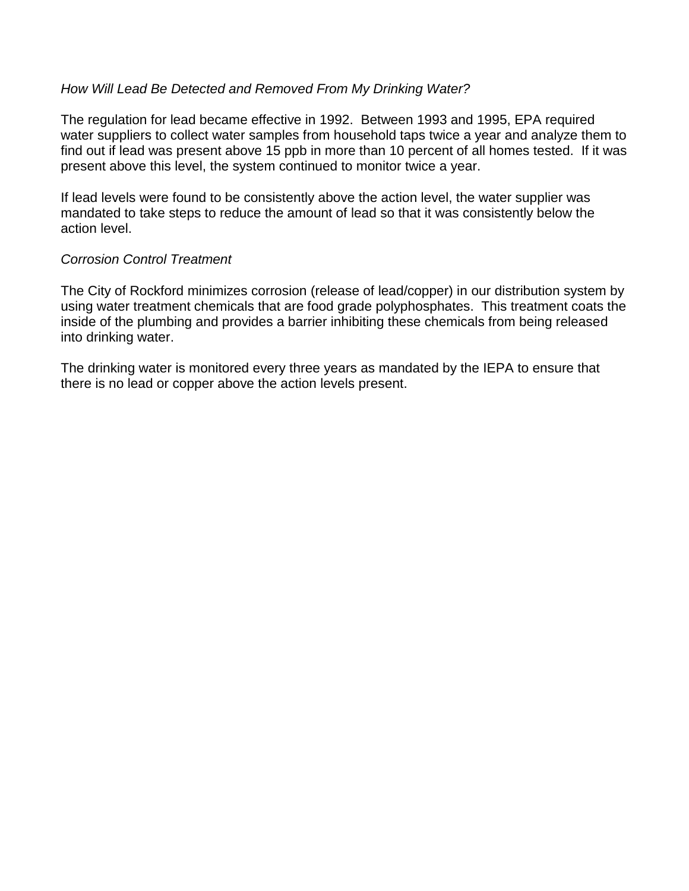*How Will Lead Be Detected and Removed From My Drinking Water?*

The regulation for lead became effective in 1992. Between 1993 and 1995, EPA required water suppliers to collect water samples from household taps twice a year and analyze them to find out if lead was present above 15 ppb in more than 10 percent of all homes tested. If it was present above this level, the system continued to monitor twice a year.

If lead levels were found to be consistently above the action level, the water supplier was mandated to take steps to reduce the amount of lead so that it was consistently below the action level.

*Corrosion Control Treatment*

The City of Rockford minimizes corrosion (release of lead/copper) in our distribution system by using water treatment chemicals that are food grade polyphosphates. This treatment coats the inside of the plumbing and provides a barrier inhibiting these chemicals from being released into drinking water.

The drinking water is monitored every three years as mandated by the IEPA to ensure that there is no lead or copper above the action levels present.